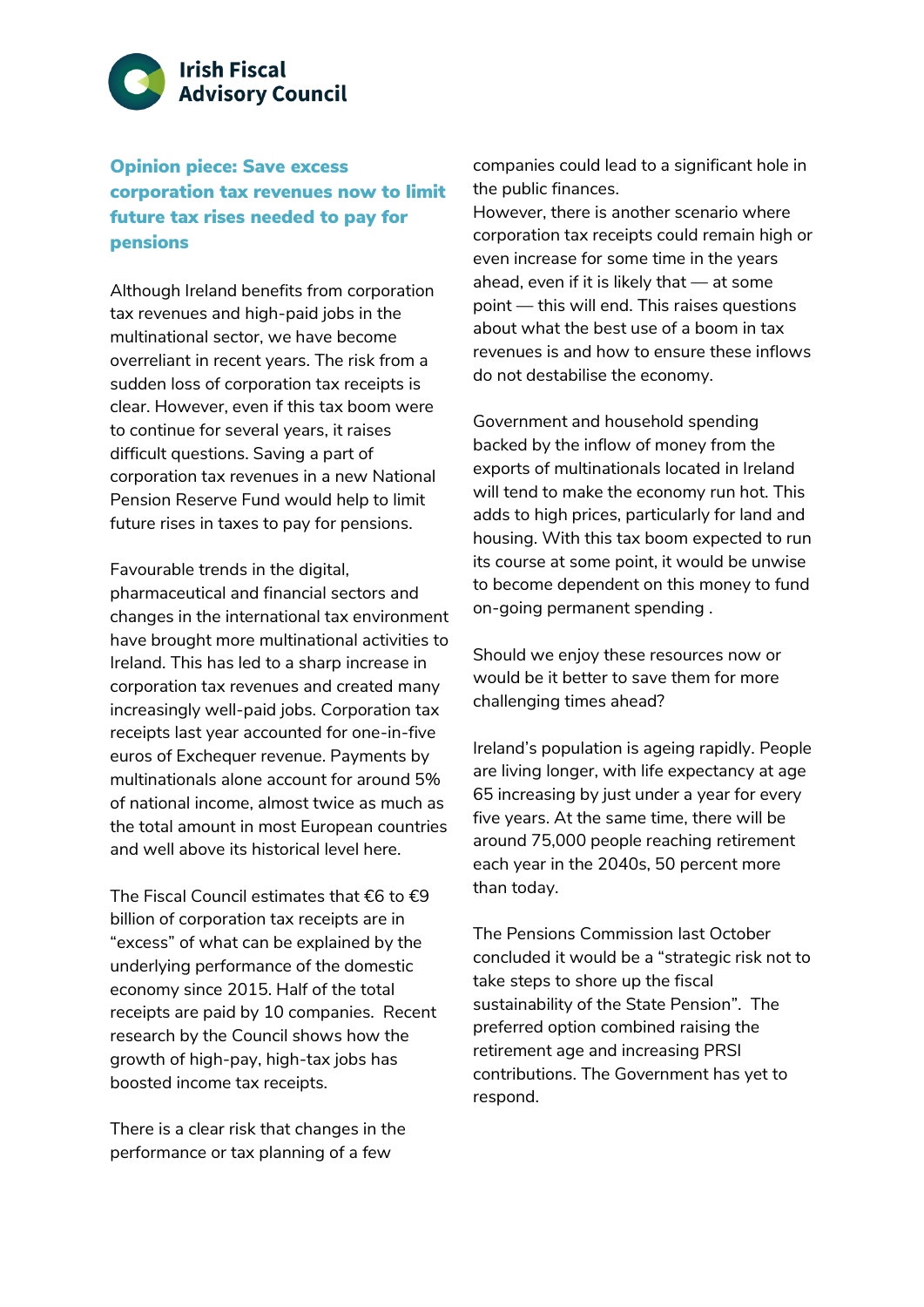Irish Fiscal Advisory Council

## Opinion piece: Save excess corporation tax revenues now to limit future tax rises needed to pay for pensions

Although Ireland benefits from corporation tax revenues and high-paid jobs in the multinational sector, we have become overreliant in recent years. The risk from a sudden loss of corporation tax receipts is clear. However, even if this tax boom were to continue for several years, it raises difficult questions. Saving a part of corporation tax revenues in a new National Pension Reserve Fund would help to limit future rises in taxes to pay for pensions.

Favourable trends in the digital, pharmaceutical and financial sectors and changes in the international tax environment have brought more multinational activities to Ireland. This has led to a sharp increase in corporation tax revenues and created many increasingly well-paid jobs. Corporation tax receipts last year accounted for one-in-five euros of Exchequer revenue. Payments by multinationals alone account for around 5% of national income, almost twice as much as the total amount in most European countries and well above its historical level here.

The Fiscal Council estimates that €6 to €9 billion of corporation tax receipts are in "excess" of what can be explained by the underlying performance of the domestic economy since 2015. Half of the total receipts are paid by 10 companies. Recent research by the Council shows how the growth of high-pay, high-tax jobs has boosted income tax receipts.

There is a clear risk that changes in the performance or tax planning of a few companies could lead to a significant hole in the public finances.
However, there is another scenario where corporation tax receipts could remain high or even increase for some time in the years ahead, even if it is likely that — at some point — this will end. This raises questions about what the best use of a boom in tax revenues is and how to ensure these inflows do not destabilise the economy.

Government and household spending backed by the inflow of money from the exports of multinationals located in Ireland will tend to make the economy run hot. This adds to high prices, particularly for land and housing. With this tax boom expected to run its course at some point, it would be unwise to become dependent on this money to fund on-going permanent spending .

Should we enjoy these resources now or would be it better to save them for more challenging times ahead?

Ireland's population is ageing rapidly. People are living longer, with life expectancy at age 65 increasing by just under a year for every five years. At the same time, there will be around 75,000 people reaching retirement each year in the 2040s, 50 percent more than today.

The Pensions Commission last October concluded it would be a "strategic risk not to take steps to shore up the fiscal sustainability of the State Pension". The preferred option combined raising the retirement age and increasing PRSI contributions. The Government has yet to respond.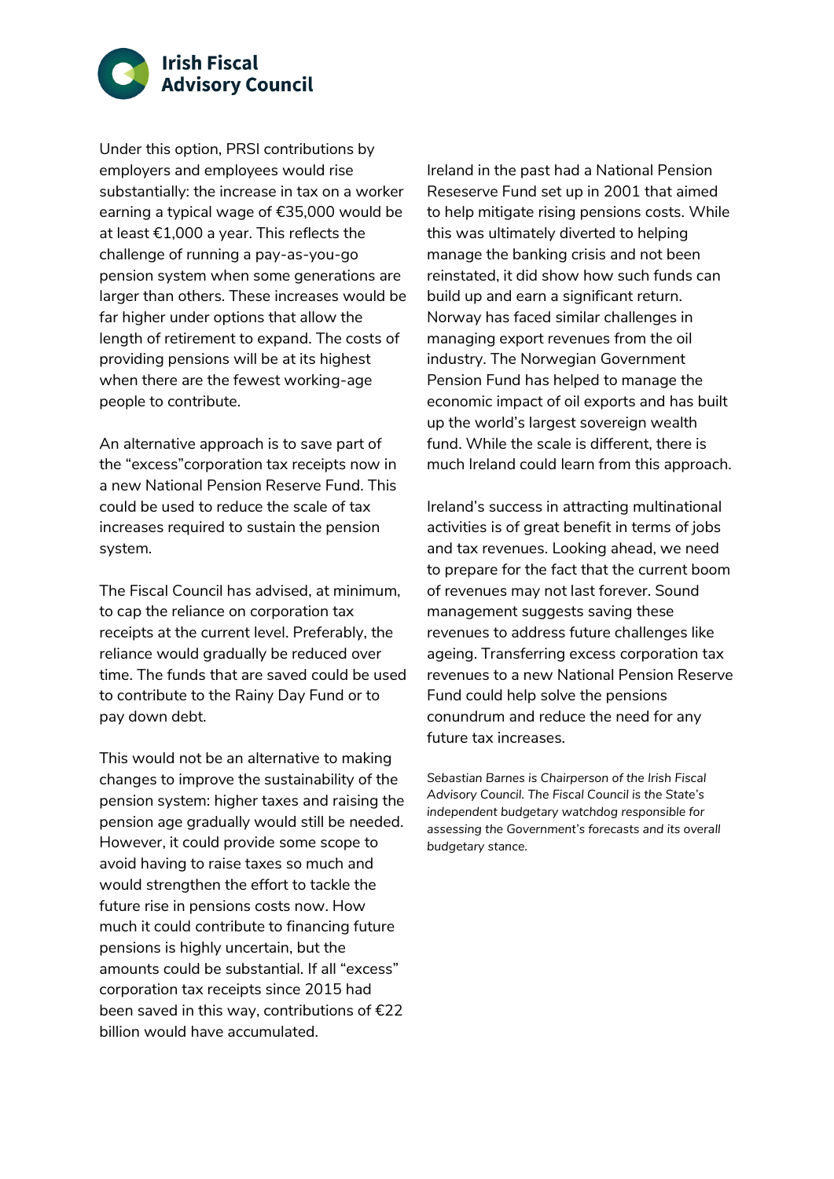Under this option, PRSI contributions by employers and employees would rise substantially: the increase in tax on a worker earning a typical wage of €35,000 would be at least €1,000 a year. This reflects the challenge of running a pay-as-you-go pension system when some generations are larger than others. These increases would be far higher under options that allow the length of retirement to expand. The costs of providing pensions will be at its highest when there are the fewest working-age people to contribute.

An alternative approach is to save part of the "excess"corporation tax receipts now in a new National Pension Reserve Fund. This could be used to reduce the scale of tax increases required to sustain the pension system.

The Fiscal Council has advised, at minimum, to cap the reliance on corporation tax receipts at the current level. Preferably, the reliance would gradually be reduced over time. The funds that are saved could be used to contribute to the Rainy Day Fund or to pay down debt.

This would not be an alternative to making changes to improve the sustainability of the pension system: higher taxes and raising the pension age gradually would still be needed. However, it could provide some scope to avoid having to raise taxes so much and would strengthen the effort to tackle the future rise in pensions costs now. How much it could contribute to financing future pensions is highly uncertain, but the amounts could be substantial. If all "excess" corporation tax receipts since 2015 had been saved in this way, contributions of €22 billion would have accumulated.

Ireland in the past had a National Pension Reseserve Fund set up in 2001 that aimed to help mitigate rising pensions costs. While this was ultimately diverted to helping manage the banking crisis and not been reinstated, it did show how such funds can build up and earn a significant return. Norway has faced similar challenges in managing export revenues from the oil industry. The Norwegian Government Pension Fund has helped to manage the economic impact of oil exports and has built up the world's largest sovereign wealth fund. While the scale is different, there is much Ireland could learn from this approach.

Ireland's success in attracting multinational activities is of great benefit in terms of jobs and tax revenues. Looking ahead, we need to prepare for the fact that the current boom of revenues may not last forever. Sound management suggests saving these revenues to address future challenges like ageing. Transferring excess corporation tax revenues to a new National Pension Reserve Fund could help solve the pensions conundrum and reduce the need for any future tax increases.

*Sebastian Barnes is Chairperson of the Irish Fiscal Advisory Council. The Fiscal Council is the State's independent budgetary watchdog responsible for assessing the Government's forecasts and its overall budgetary stance.*